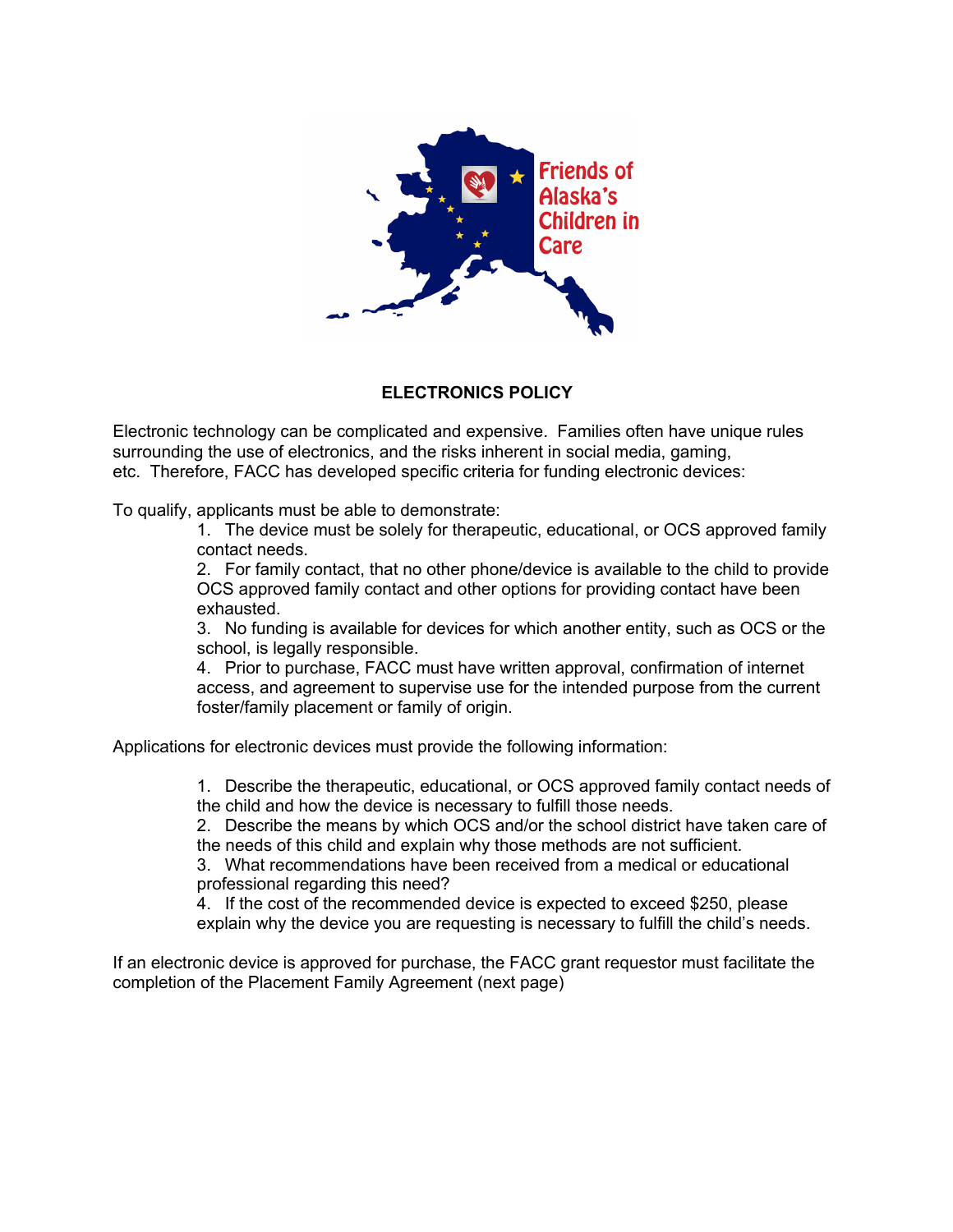Friends of Alaska's Children in Care

## ELECTRONICS POLICY

Electronic technology can be complicated and expensive. Families often have unique rules surrounding the use of electronics, and the risks inherent in social media, gaming, etc. Therefore, FACC has developed specific criteria for funding electronic devices:

To qualify, applicants must be able to demonstrate:

1. The device must be solely for therapeutic, educational, or OCS approved family contact needs.
2. For family contact, that no other phone/device is available to the child to provide OCS approved family contact and other options for providing contact have been exhausted.
3. No funding is available for devices for which another entity, such as OCS or the school, is legally responsible.
4. Prior to purchase, FACC must have written approval, confirmation of internet access, and agreement to supervise use for the intended purpose from the current foster/family placement or family of origin.

Applications for electronic devices must provide the following information:

1. Describe the therapeutic, educational, or OCS approved family contact needs of the child and how the device is necessary to fulfill those needs.
2. Describe the means by which OCS and/or the school district have taken care of the needs of this child and explain why those methods are not sufficient.
3. What recommendations have been received from a medical or educational professional regarding this need?
4. If the cost of the recommended device is expected to exceed $250, please explain why the device you are requesting is necessary to fulfill the child's needs.

If an electronic device is approved for purchase, the FACC grant requestor must facilitate the completion of the Placement Family Agreement (next page)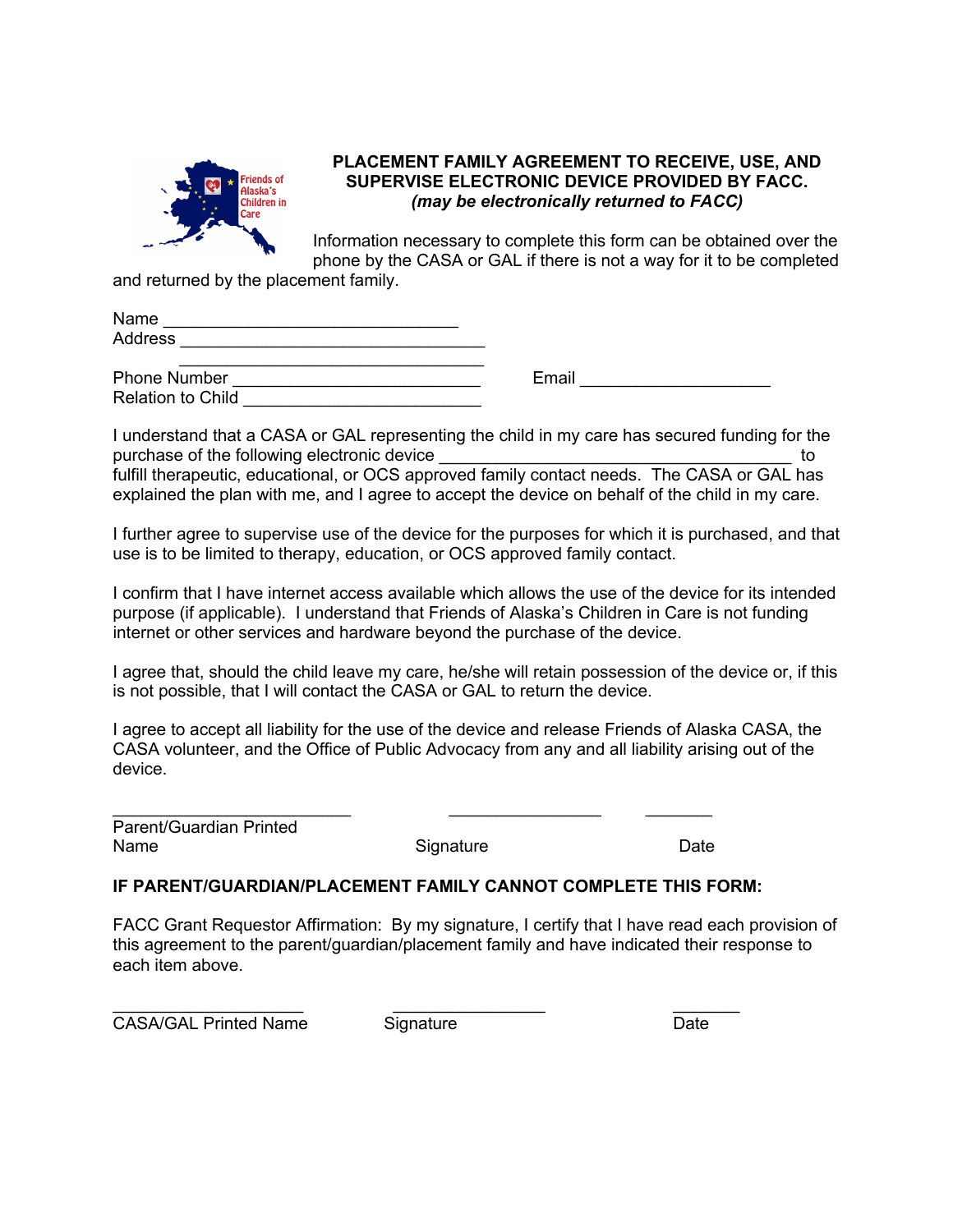**PLACEMENT FAMILY AGREEMENT TO RECEIVE, USE, AND SUPERVISE ELECTRONIC DEVICE PROVIDED BY FACC.**
***(may be electronically returned to FACC)***

Information necessary to complete this form can be obtained over the phone by the CASA or GAL if there is not a way for it to be completed and returned by the placement family.

Name ________________________________
Address ________________________________
________________________________
Phone Number ________________________ Email ____________________
Relation to Child ________________________

I understand that a CASA or GAL representing the child in my care has secured funding for the purchase of the following electronic device ____________________________________ to fulfill therapeutic, educational, or OCS approved family contact needs. The CASA or GAL has explained the plan with me, and I agree to accept the device on behalf of the child in my care.

I further agree to supervise use of the device for the purposes for which it is purchased, and that use is to be limited to therapy, education, or OCS approved family contact.

I confirm that I have internet access available which allows the use of the device for its intended purpose (if applicable). I understand that Friends of Alaska's Children in Care is not funding internet or other services and hardware beyond the purchase of the device.

I agree that, should the child leave my care, he/she will retain possession of the device or, if this is not possible, that I will contact the CASA or GAL to return the device.

I agree to accept all liability for the use of the device and release Friends of Alaska CASA, the CASA volunteer, and the Office of Public Advocacy from any and all liability arising out of the device.

_________________________ ________________ _______
Parent/Guardian Printed Name Signature Date

**IF PARENT/GUARDIAN/PLACEMENT FAMILY CANNOT COMPLETE THIS FORM:**

FACC Grant Requestor Affirmation: By my signature, I certify that I have read each provision of this agreement to the parent/guardian/placement family and have indicated their response to each item above.

____________________ ________________ _______
CASA/GAL Printed Name Signature Date